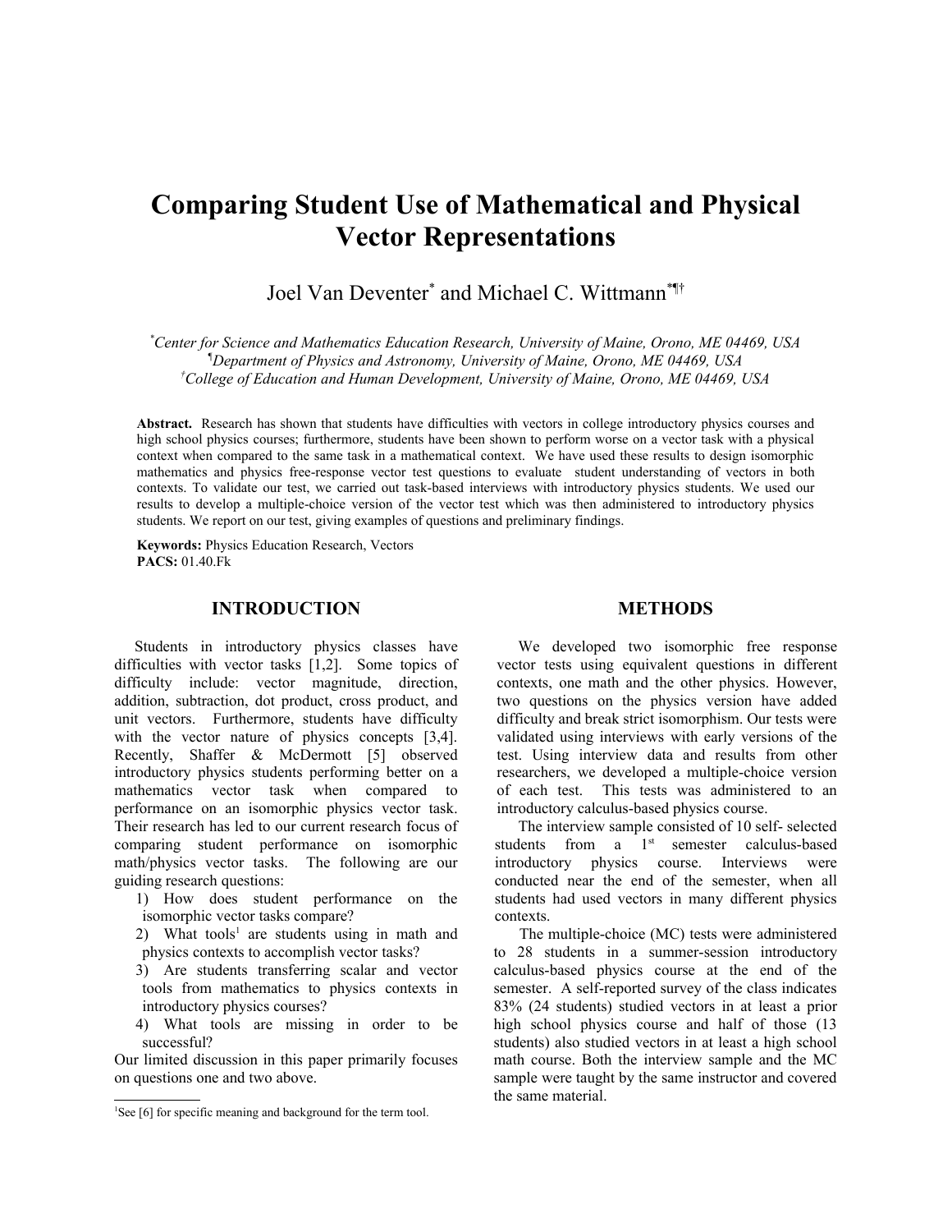# Comparing Student Use of Mathematical and Physical Vector Representations

Joel Van Deventer[*] and Michael C. Wittmann[*¶†]

[*] *Center for Science and Mathematics Education Research, University of Maine, Orono, ME 04469, USA*
[¶] *Department of Physics and Astronomy, University of Maine, Orono, ME 04469, USA*
[†] *College of Education and Human Development, University of Maine, Orono, ME 04469, USA*

**Abstract.** Research has shown that students have difficulties with vectors in college introductory physics courses and high school physics courses; furthermore, students have been shown to perform worse on a vector task with a physical context when compared to the same task in a mathematical context. We have used these results to design isomorphic mathematics and physics free-response vector test questions to evaluate student understanding of vectors in both contexts. To validate our test, we carried out task-based interviews with introductory physics students. We used our results to develop a multiple-choice version of the vector test which was then administered to introductory physics students. We report on our test, giving examples of questions and preliminary findings.

**Keywords:** Physics Education Research, Vectors
**PACS:** 01.40.Fk

## INTRODUCTION

Students in introductory physics classes have difficulties with vector tasks [1,2]. Some topics of difficulty include: vector magnitude, direction, addition, subtraction, dot product, cross product, and unit vectors. Furthermore, students have difficulty with the vector nature of physics concepts [3,4]. Recently, Shaffer & McDermott [5] observed introductory physics students performing better on a mathematics vector task when compared to performance on an isomorphic physics vector task. Their research has led to our current research focus of comparing student performance on isomorphic math/physics vector tasks. The following are our guiding research questions:

1) How does student performance on the isomorphic vector tasks compare?
2) What tools[1] are students using in math and physics contexts to accomplish vector tasks?
3) Are students transferring scalar and vector tools from mathematics to physics contexts in introductory physics courses?
4) What tools are missing in order to be successful?

Our limited discussion in this paper primarily focuses on questions one and two above.

[1] See [6] for specific meaning and background for the term tool.

## METHODS

We developed two isomorphic free response vector tests using equivalent questions in different contexts, one math and the other physics. However, two questions on the physics version have added difficulty and break strict isomorphism. Our tests were validated using interviews with early versions of the test. Using interview data and results from other researchers, we developed a multiple-choice version of each test. This tests was administered to an introductory calculus-based physics course.

The interview sample consisted of 10 self- selected students from a 1st semester calculus-based introductory physics course. Interviews were conducted near the end of the semester, when all students had used vectors in many different physics contexts.

The multiple-choice (MC) tests were administered to 28 students in a summer-session introductory calculus-based physics course at the end of the semester. A self-reported survey of the class indicates 83% (24 students) studied vectors in at least a prior high school physics course and half of those (13 students) also studied vectors in at least a high school math course. Both the interview sample and the MC sample were taught by the same instructor and covered the same material.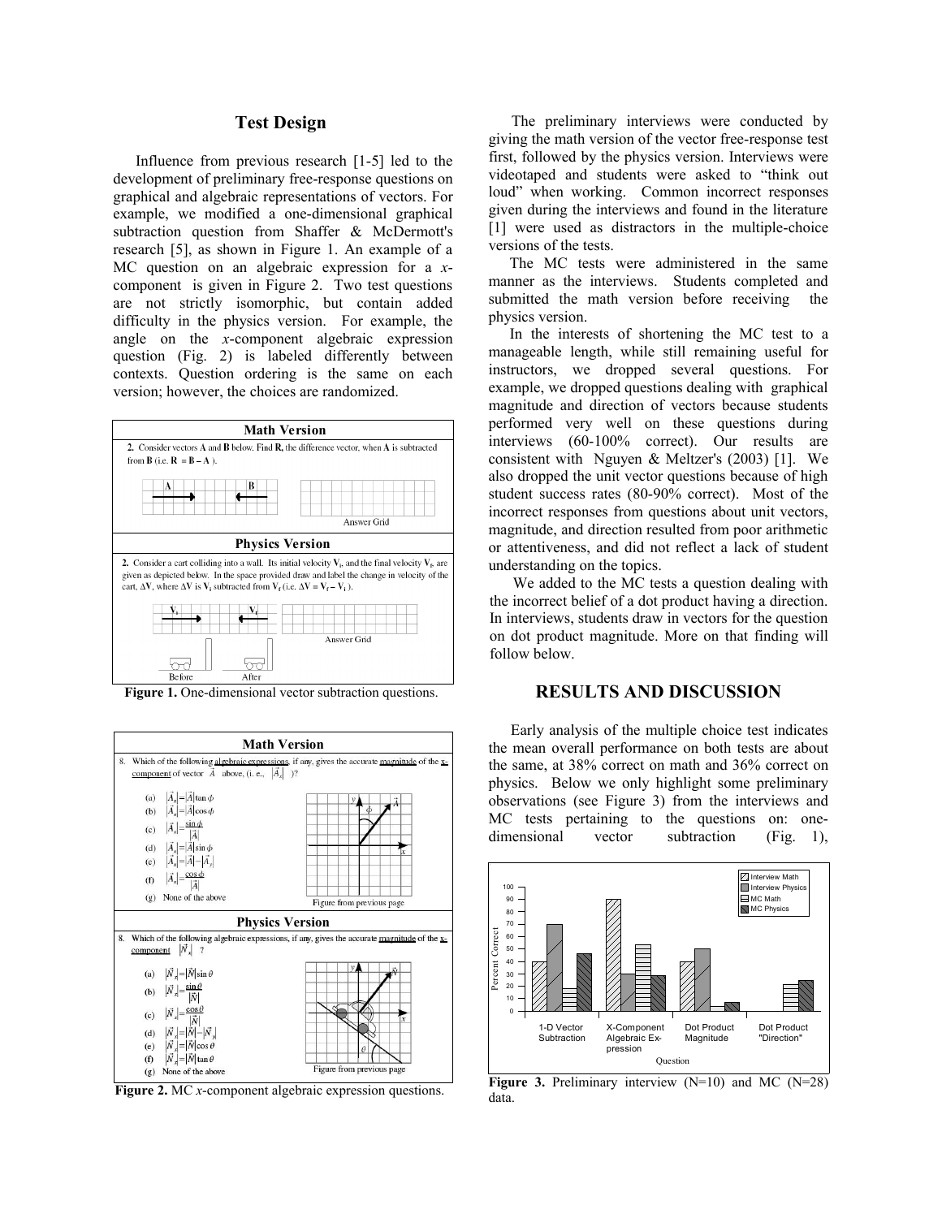## Test Design

Influence from previous research [1-5] led to the development of preliminary free-response questions on graphical and algebraic representations of vectors. For example, we modified a one-dimensional graphical subtraction question from Shaffer & McDermott's research [5], as shown in Figure 1. An example of a MC question on an algebraic expression for a *x*-component is given in Figure 2. Two test questions are not strictly isomorphic, but contain added difficulty in the physics version. For example, the angle on the *x*-component algebraic expression question (Fig. 2) is labeled differently between contexts. Question ordering is the same on each version; however, the choices are randomized.

**Math Version**

2. Consider vectors **A** and **B** below. Find **R**, the difference vector, when **A** is subtracted from **B** (i.e. **R** = **B** – **A** ).

**Physics Version**

2. Consider a cart colliding into a wall. Its initial velocity $\mathbf{V_i}$, and the final velocity $\mathbf{V_f}$, are given as depicted below. In the space provided draw and label the change in velocity of the cart, $\Delta\mathbf{V}$, where $\Delta\mathbf{V}$ is $\mathbf{V_i}$ subtracted from $\mathbf{V_f}$ (i.e. $\Delta\mathbf{V} = \mathbf{V_f} - \mathbf{V_i}$ ).

**Figure 1.** One-dimensional vector subtraction questions.

**Math Version**

8. Which of the following algebraic expressions, if any, gives the accurate magnitude of the x-component of vector $\vec{A}$ above, (i. e., $|\vec{A}_x|$ )?

(a) $|\vec{A}_x| = |\vec{A}|\tan\phi$
(b) $|\vec{A}_x| = |\vec{A}|\cos\phi$
(c) $|\vec{A}_x| = \frac{\sin\phi}{|\vec{A}|}$
(d) $|\vec{A}_x| = |\vec{A}|\sin\phi$
(e) $|\vec{A}_x| = |\vec{A}| - |\vec{A}_y|$
(f) $|\vec{A}_x| = \frac{\cos\phi}{|\vec{A}|}$
(g) None of the above

**Physics Version**

8. Which of the following algebraic expressions, if any, gives the accurate magnitude of the x-component $|\vec{N}_x|$ ?

(a) $|\vec{N}_x| = |\vec{N}|\sin\theta$
(b) $|\vec{N}_x| = \frac{\sin\theta}{|\vec{N}|}$
(c) $|\vec{N}_x| = \frac{\cos\theta}{|\vec{N}|}$
(d) $|\vec{N}_x| = |\vec{N}| - |\vec{N}_y|$
(e) $|\vec{N}_x| = |\vec{N}|\cos\theta$
(f) $|\vec{N}_x| = |\vec{N}|\tan\theta$
(g) None of the above

**Figure 2.** MC *x*-component algebraic expression questions.

The preliminary interviews were conducted by giving the math version of the vector free-response test first, followed by the physics version. Interviews were videotaped and students were asked to "think out loud" when working. Common incorrect responses given during the interviews and found in the literature [1] were used as distractors in the multiple-choice versions of the tests.

The MC tests were administered in the same manner as the interviews. Students completed and submitted the math version before receiving the physics version.

In the interests of shortening the MC test to a manageable length, while still remaining useful for instructors, we dropped several questions. For example, we dropped questions dealing with graphical magnitude and direction of vectors because students performed very well on these questions during interviews (60-100% correct). Our results are consistent with Nguyen & Meltzer's (2003) [1]. We also dropped the unit vector questions because of high student success rates (80-90% correct). Most of the incorrect responses from questions about unit vectors, magnitude, and direction resulted from poor arithmetic or attentiveness, and did not reflect a lack of student understanding on the topics.

We added to the MC tests a question dealing with the incorrect belief of a dot product having a direction. In interviews, students draw in vectors for the question on dot product magnitude. More on that finding will follow below.

## RESULTS AND DISCUSSION

Early analysis of the multiple choice test indicates the mean overall performance on both tests are about the same, at 38% correct on math and 36% correct on physics. Below we only highlight some preliminary observations (see Figure 3) from the interviews and MC tests pertaining to the questions on: one-dimensional vector subtraction (Fig. 1),

**Figure 3.** Preliminary interview (N=10) and MC (N=28) data.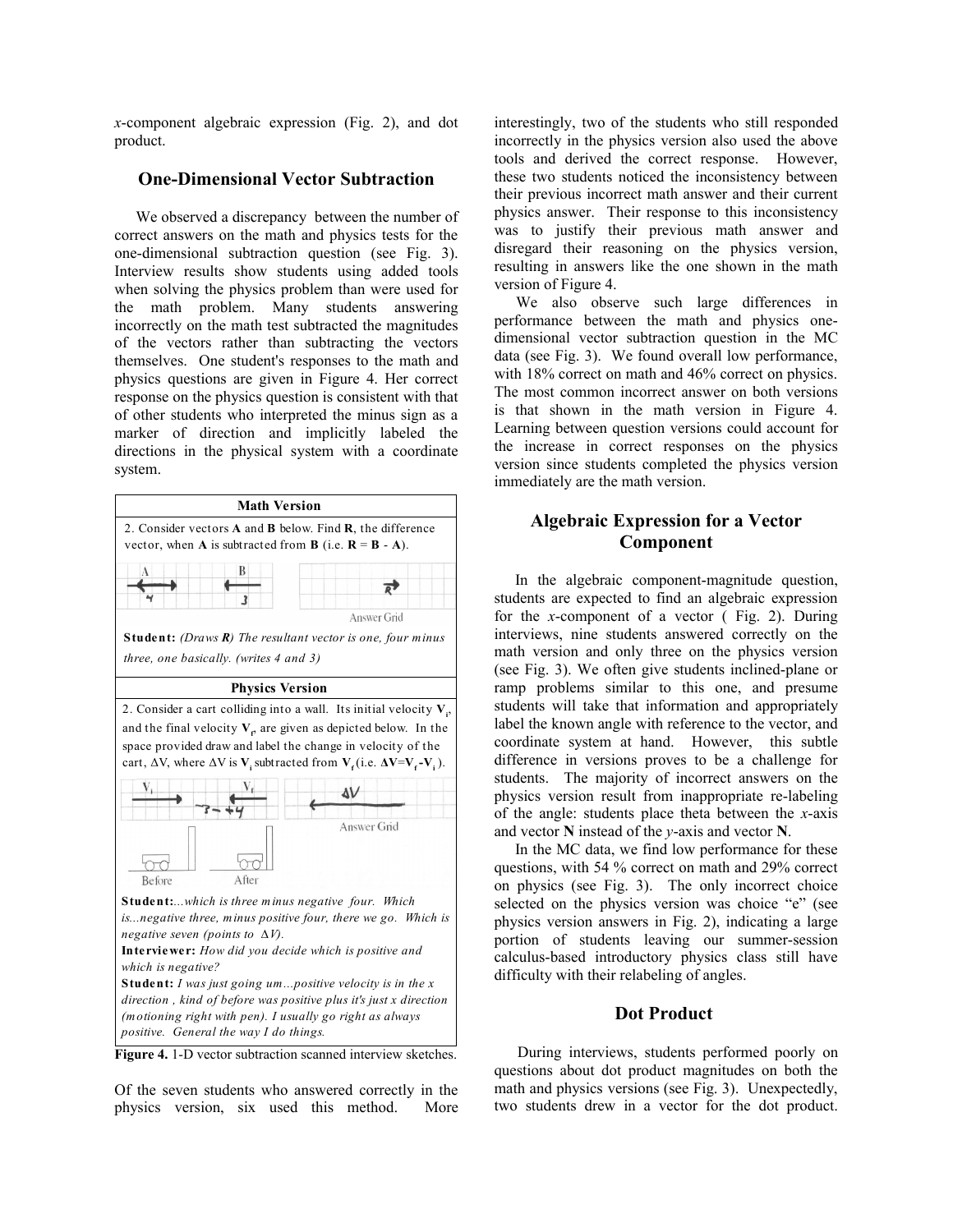x-component algebraic expression (Fig. 2), and dot product.

## One-Dimensional Vector Subtraction

We observed a discrepancy between the number of correct answers on the math and physics tests for the one-dimensional subtraction question (see Fig. 3). Interview results show students using added tools when solving the physics problem than were used for the math problem. Many students answering incorrectly on the math test subtracted the magnitudes of the vectors rather than subtracting the vectors themselves. One student's responses to the math and physics questions are given in Figure 4. Her correct response on the physics question is consistent with that of other students who interpreted the minus sign as a marker of direction and implicitly labeled the directions in the physical system with a coordinate system.

**Math Version**

2. Consider vectors **A** and **B** below. Find **R**, the difference vector, when **A** is subtracted from **B** (i.e. **R** = **B** - **A**).

**Student:** *(Draws **R**) The resultant vector is one, four minus three, one basically. (writes 4 and 3)*

**Physics Version**

2. Consider a cart colliding into a wall. Its initial velocity $\mathbf{V}_i$, and the final velocity $\mathbf{V}_f$, are given as depicted below. In the space provided draw and label the change in velocity of the cart, $\Delta V$, where $\Delta V$ is $\mathbf{V}_i$ subtracted from $\mathbf{V}_f$ (i.e. $\mathbf{\Delta V}=\mathbf{V}_f-\mathbf{V}_i$).

**Student:**...*which is three minus negative four. Which is...negative three, minus positive four, there we go. Which is negative seven (points to $\Delta V$).*

**Interviewer:** *How did you decide which is positive and which is negative?*

**Student:** *I was just going um...positive velocity is in the x direction , kind of before was positive plus it's just x direction (motioning right with pen). I usually go right as always positive. General the way I do things.*

**Figure 4.** 1-D vector subtraction scanned interview sketches.

Of the seven students who answered correctly in the physics version, six used this method. More interestingly, two of the students who still responded incorrectly in the physics version also used the above tools and derived the correct response. However, these two students noticed the inconsistency between their previous incorrect math answer and their current physics answer. Their response to this inconsistency was to justify their previous math answer and disregard their reasoning on the physics version, resulting in answers like the one shown in the math version of Figure 4.

We also observe such large differences in performance between the math and physics one-dimensional vector subtraction question in the MC data (see Fig. 3). We found overall low performance, with 18% correct on math and 46% correct on physics. The most common incorrect answer on both versions is that shown in the math version in Figure 4. Learning between question versions could account for the increase in correct responses on the physics version since students completed the physics version immediately are the math version.

## Algebraic Expression for a Vector Component

In the algebraic component-magnitude question, students are expected to find an algebraic expression for the x-component of a vector ( Fig. 2). During interviews, nine students answered correctly on the math version and only three on the physics version (see Fig. 3). We often give students inclined-plane or ramp problems similar to this one, and presume students will take that information and appropriately label the known angle with reference to the vector, and coordinate system at hand. However, this subtle difference in versions proves to be a challenge for students. The majority of incorrect answers on the physics version result from inappropriate re-labeling of the angle: students place theta between the x-axis and vector **N** instead of the y-axis and vector **N**.

In the MC data, we find low performance for these questions, with 54 % correct on math and 29% correct on physics (see Fig. 3). The only incorrect choice selected on the physics version was choice "e" (see physics version answers in Fig. 2), indicating a large portion of students leaving our summer-session calculus-based introductory physics class still have difficulty with their relabeling of angles.

## Dot Product

During interviews, students performed poorly on questions about dot product magnitudes on both the math and physics versions (see Fig. 3). Unexpectedly, two students drew in a vector for the dot product.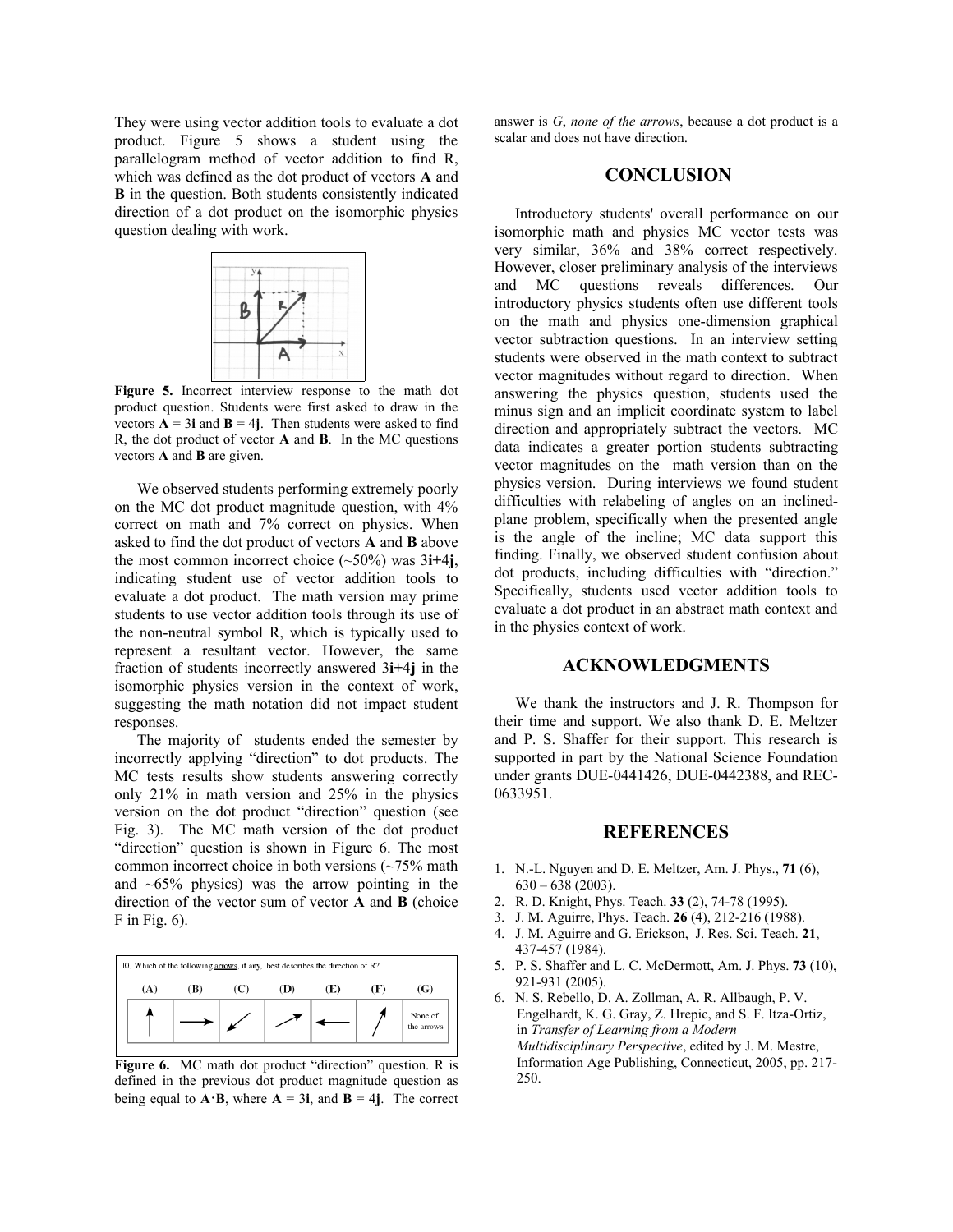They were using vector addition tools to evaluate a dot product. Figure 5 shows a student using the parallelogram method of vector addition to find R, which was defined as the dot product of vectors **A** and **B** in the question. Both students consistently indicated direction of a dot product on the isomorphic physics question dealing with work.

**Figure 5.** Incorrect interview response to the math dot product question. Students were first asked to draw in the vectors **A** = 3**i** and **B** = 4**j**. Then students were asked to find R, the dot product of vector **A** and **B**. In the MC questions vectors **A** and **B** are given.

We observed students performing extremely poorly on the MC dot product magnitude question, with 4% correct on math and 7% correct on physics. When asked to find the dot product of vectors **A** and **B** above the most common incorrect choice (~50%) was 3**i**+4**j**, indicating student use of vector addition tools to evaluate a dot product. The math version may prime students to use vector addition tools through its use of the non-neutral symbol R, which is typically used to represent a resultant vector. However, the same fraction of students incorrectly answered 3**i**+4**j** in the isomorphic physics version in the context of work, suggesting the math notation did not impact student responses.

The majority of students ended the semester by incorrectly applying "direction" to dot products. The MC tests results show students answering correctly only 21% in math version and 25% in the physics version on the dot product "direction" question (see Fig. 3). The MC math version of the dot product "direction" question is shown in Figure 6. The most common incorrect choice in both versions (~75% math and ~65% physics) was the arrow pointing in the direction of the vector sum of vector **A** and **B** (choice F in Fig. 6).

10. Which of the following arrows, if any, best describes the direction of R?

(A) (B) (C) (D) (E) (F) (G) None of the arrows

**Figure 6.** MC math dot product "direction" question. R is defined in the previous dot product magnitude question as being equal to **A**·**B**, where **A** = 3**i**, and **B** = 4**j**. The correct answer is *G*, *none of the arrows*, because a dot product is a scalar and does not have direction.

## CONCLUSION

Introductory students' overall performance on our isomorphic math and physics MC vector tests was very similar, 36% and 38% correct respectively. However, closer preliminary analysis of the interviews and MC questions reveals differences. Our introductory physics students often use different tools on the math and physics one-dimension graphical vector subtraction questions. In an interview setting students were observed in the math context to subtract vector magnitudes without regard to direction. When answering the physics question, students used the minus sign and an implicit coordinate system to label direction and appropriately subtract the vectors. MC data indicates a greater portion students subtracting vector magnitudes on the math version than on the physics version. During interviews we found student difficulties with relabeling of angles on an inclined-plane problem, specifically when the presented angle is the angle of the incline; MC data support this finding. Finally, we observed student confusion about dot products, including difficulties with "direction." Specifically, students used vector addition tools to evaluate a dot product in an abstract math context and in the physics context of work.

## ACKNOWLEDGMENTS

We thank the instructors and J. R. Thompson for their time and support. We also thank D. E. Meltzer and P. S. Shaffer for their support. This research is supported in part by the National Science Foundation under grants DUE-0441426, DUE-0442388, and REC-0633951.

## REFERENCES

1. N.-L. Nguyen and D. E. Meltzer, Am. J. Phys., **71** (6), 630 – 638 (2003).
2. R. D. Knight, Phys. Teach. **33** (2), 74-78 (1995).
3. J. M. Aguirre, Phys. Teach. **26** (4), 212-216 (1988).
4. J. M. Aguirre and G. Erickson, J. Res. Sci. Teach. **21**, 437-457 (1984).
5. P. S. Shaffer and L. C. McDermott, Am. J. Phys. **73** (10), 921-931 (2005).
6. N. S. Rebello, D. A. Zollman, A. R. Allbaugh, P. V. Engelhardt, K. G. Gray, Z. Hrepic, and S. F. Itza-Ortiz, in *Transfer of Learning from a Modern Multidisciplinary Perspective*, edited by J. M. Mestre, Information Age Publishing, Connecticut, 2005, pp. 217-250.